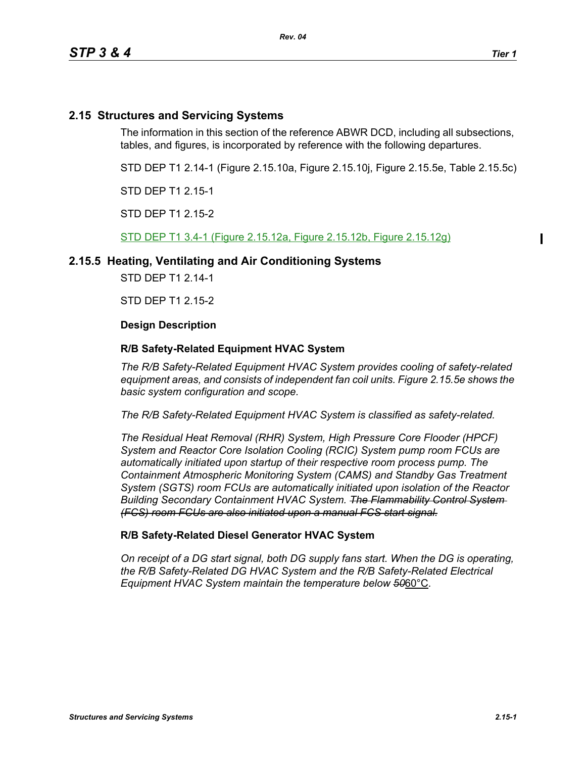## 2.15 Structures and Servicing Systems

The information in this section of the reference ABWR DCD, including all subsections, tables, and figures, is incorporated by reference with the following departures.

STD DEP T1 2.14-1 (Figure 2.15.10a, Figure 2.15.10j, Figure 2.15.5e, Table 2.15.5c)

STD DEP T1 2.15-1

STD DEP T1 2.15-2

STD DEP T1 3.4-1 (Figure 2.15.12a, Figure 2.15.12b, Figure 2.15.12g)

## 2.15.5 Heating, Ventilating and Air Conditioning Systems

STD DEP T1 2.14-1

STD DEP T1 2.15-2

**Design Description**

**R/B Safety-Related Equipment HVAC System**

*The R/B Safety-Related Equipment HVAC System provides cooling of safety-related equipment areas, and consists of independent fan coil units. Figure 2.15.5e shows the basic system configuration and scope.*

*The R/B Safety-Related Equipment HVAC System is classified as safety-related.*

*The Residual Heat Removal (RHR) System, High Pressure Core Flooder (HPCF) System and Reactor Core Isolation Cooling (RCIC) System pump room FCUs are automatically initiated upon startup of their respective room process pump. The Containment Atmospheric Monitoring System (CAMS) and Standby Gas Treatment System (SGTS) room FCUs are automatically initiated upon isolation of the Reactor Building Secondary Containment HVAC System.* ~~*The Flammability Control System (FCS) room FCUs are also initiated upon a manual FCS start signal.*~~

**R/B Safety-Related Diesel Generator HVAC System**

*On receipt of a DG start signal, both DG supply fans start. When the DG is operating, the R/B Safety-Related DG HVAC System and the R/B Safety-Related Electrical Equipment HVAC System maintain the temperature below* ~~*50*~~60°C.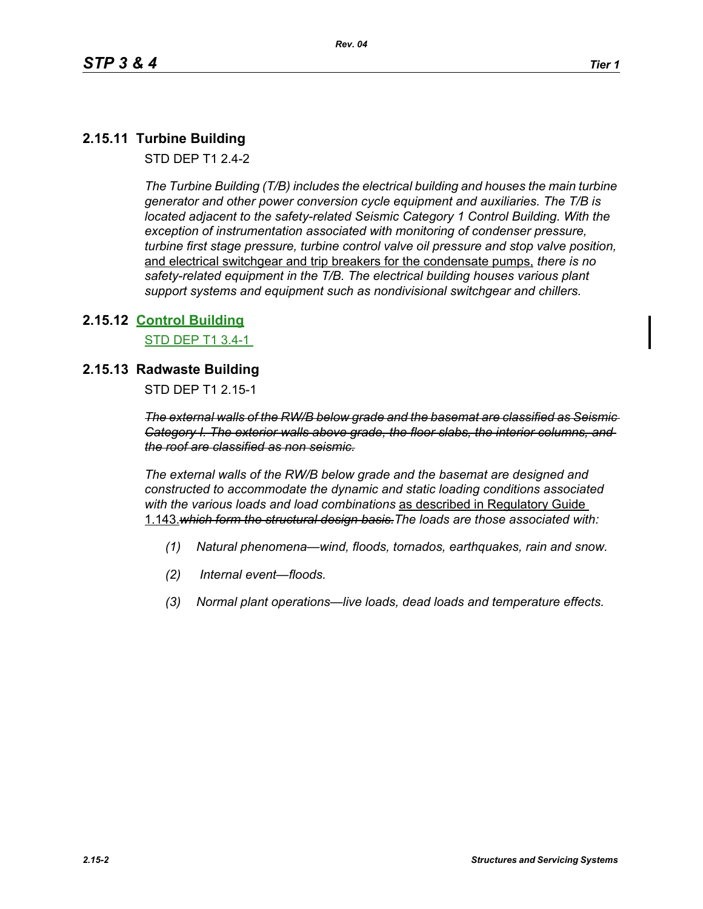## 2.15.11 Turbine Building

STD DEP T1 2.4-2

*The Turbine Building (T/B) includes the electrical building and houses the main turbine generator and other power conversion cycle equipment and auxiliaries. The T/B is located adjacent to the safety-related Seismic Category 1 Control Building. With the exception of instrumentation associated with monitoring of condenser pressure, turbine first stage pressure, turbine control valve oil pressure and stop valve position,* <u>and electrical switchgear and trip breakers for the condensate pumps,</u> *there is no safety-related equipment in the T/B. The electrical building houses various plant support systems and equipment such as nondivisional switchgear and chillers.*

## 2.15.12 <u>Control Building</u>

<u>STD DEP T1 3.4-1</u>

## 2.15.13 Radwaste Building

STD DEP T1 2.15-1

~~*The external walls of the RW/B below grade and the basemat are classified as Seismic Category I. The exterior walls above grade, the floor slabs, the interior columns, and the roof are classified as non seismic.*~~

*The external walls of the RW/B below grade and the basemat are designed and constructed to accommodate the dynamic and static loading conditions associated with the various loads and load combinations* <u>as described in Regulatory Guide 1.143.</u>~~*which form the structural design basis.*~~*The loads are those associated with:*

*(1) Natural phenomena—wind, floods, tornados, earthquakes, rain and snow.*

*(2) Internal event—floods.*

*(3) Normal plant operations—live loads, dead loads and temperature effects.*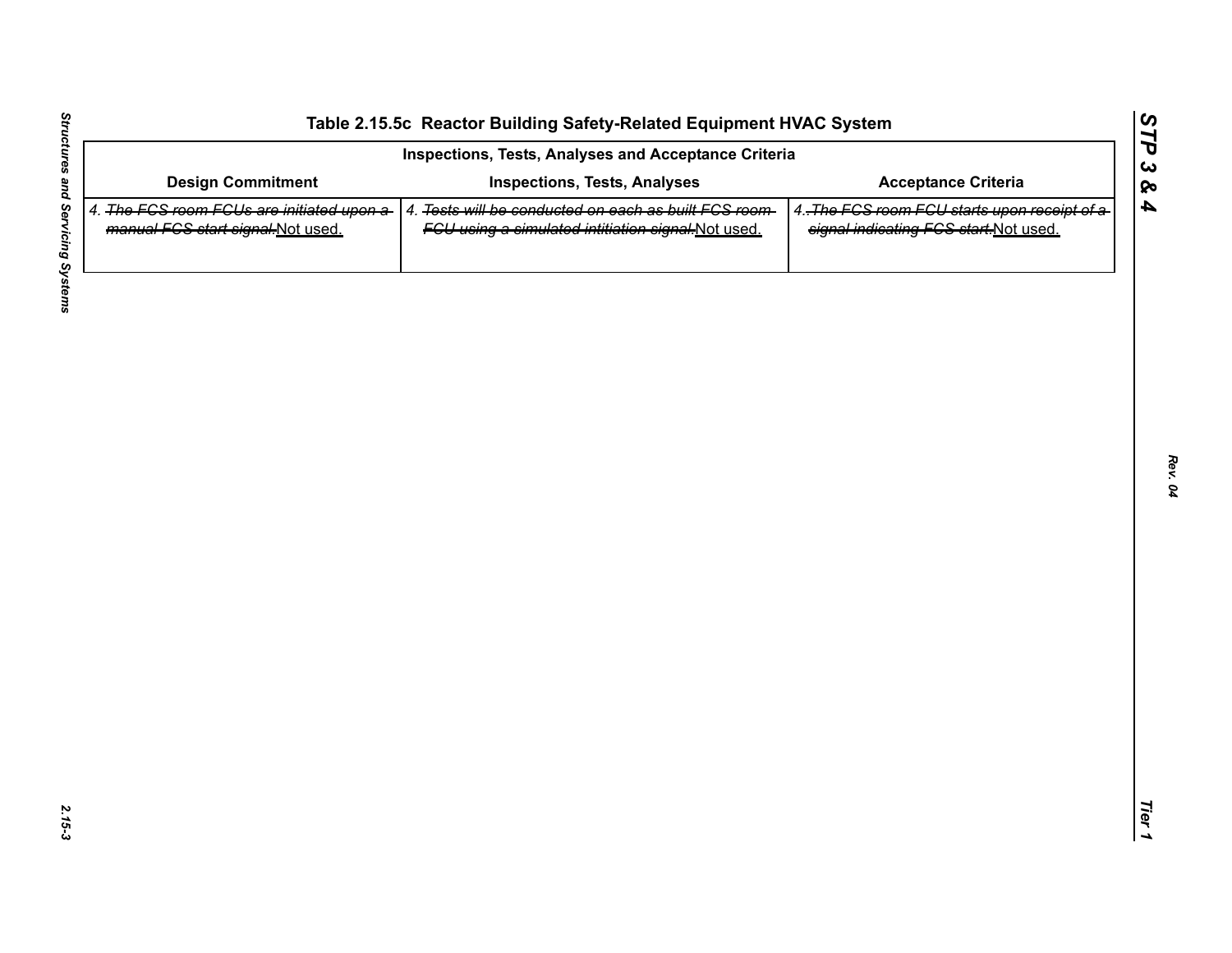## Table 2.15.5c Reactor Building Safety-Related Equipment HVAC System

| Inspections, Tests, Analyses and Acceptance Criteria | | |
|---|---|---|
| **Design Commitment** | **Inspections, Tests, Analyses** | **Acceptance Criteria** |
| 4. ~~The FCS room FCUs are initiated upon a manual FCS start signal.~~Not used. | 4. ~~Tests will be conducted on each as built FCS room FCU using a simulated intitiation signal.~~Not used. | 4. ~~The FCS room FCU starts upon receipt of a signal indicating FCS start.~~Not used. |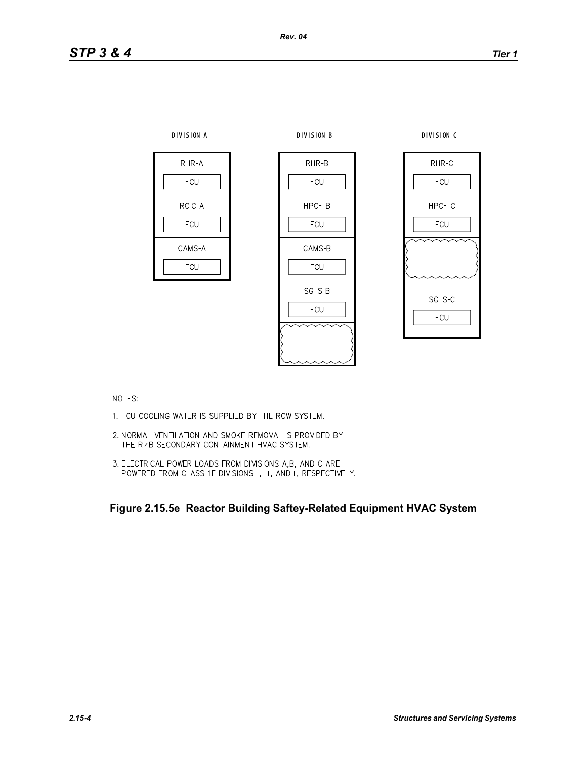DIVISION A

| RHR-A |
| --- |
| FCU |
| RCIC-A |
| FCU |
| CAMS-A |
| FCU |

DIVISION B

| RHR-B |
| --- |
| FCU |
| HPCF-B |
| FCU |
| CAMS-B |
| FCU |
| SGTS-B |
| FCU |

DIVISION C

| RHR-C |
| --- |
| FCU |
| HPCF-C |
| FCU |
| SGTS-C |
| FCU |

NOTES:

1. FCU COOLING WATER IS SUPPLIED BY THE RCW SYSTEM.
2. NORMAL VENTILATION AND SMOKE REMOVAL IS PROVIDED BY THE R/B SECONDARY CONTAINMENT HVAC SYSTEM.
3. ELECTRICAL POWER LOADS FROM DIVISIONS A,B, AND C ARE POWERED FROM CLASS 1E DIVISIONS I, II, AND III, RESPECTIVELY.

**Figure 2.15.5e Reactor Building Saftey-Related Equipment HVAC System**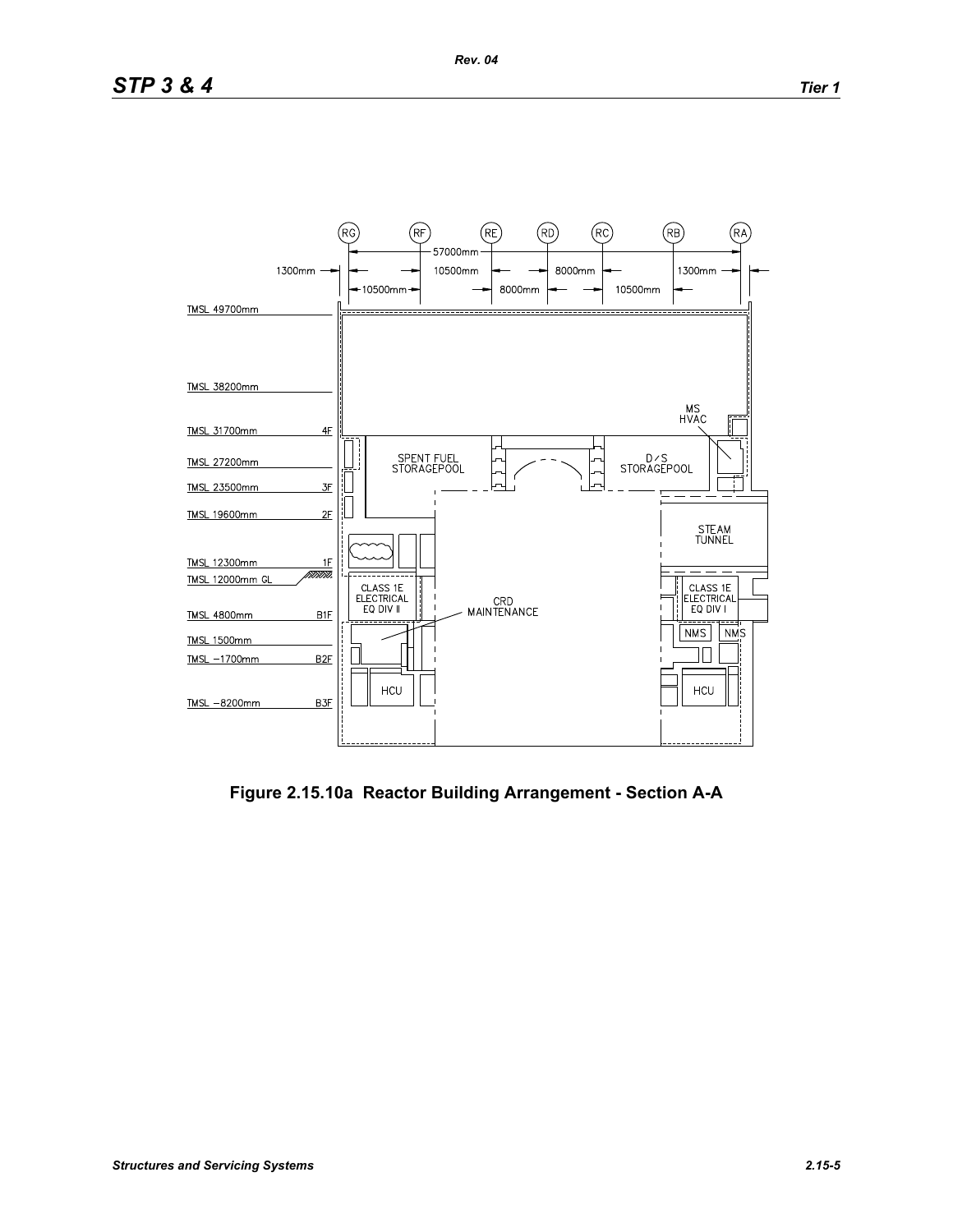Figure 2.15.10a Reactor Building Arrangement - Section A-A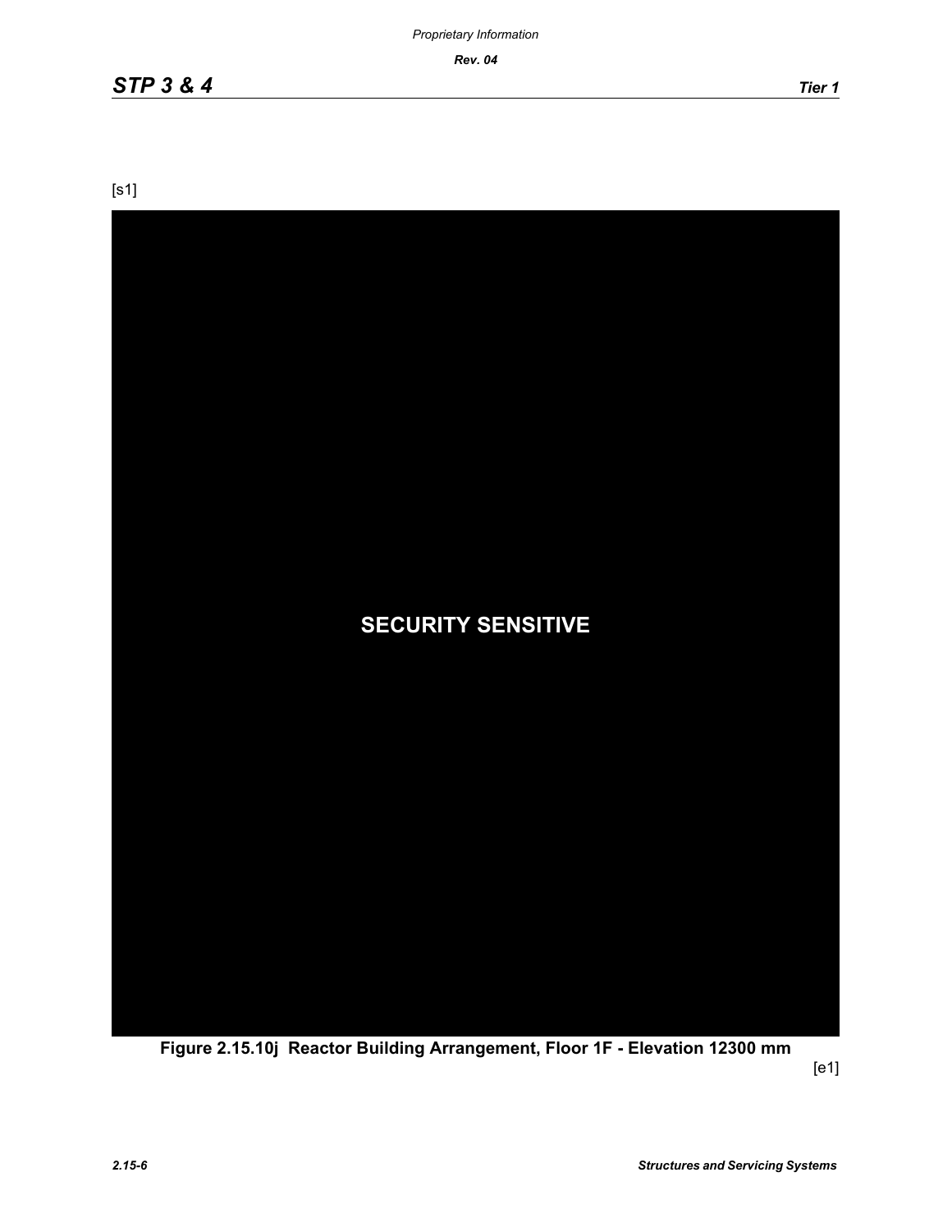[s1]

SECURITY SENSITIVE

**Figure 2.15.10j Reactor Building Arrangement, Floor 1F - Elevation 12300 mm**

[e1]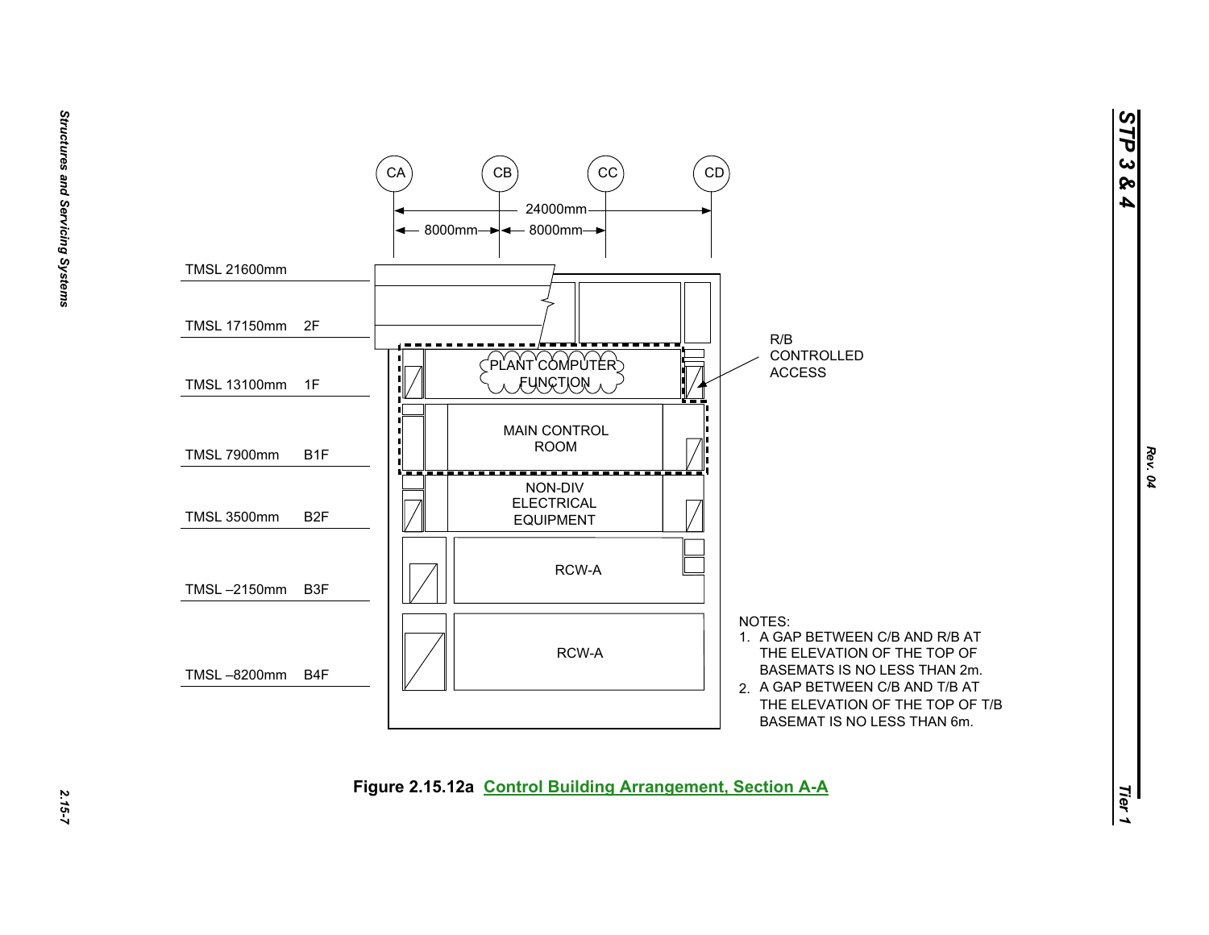CA CB CC CD

24000mm

8000mm 8000mm

TMSL 21600mm

TMSL 17150mm 2F

TMSL 13100mm 1F

TMSL 7900mm B1F

TMSL 3500mm B2F

TMSL –2150mm B3F

TMSL –8200mm B4F

PLANT COMPUTER FUNCTION

MAIN CONTROL ROOM

NON-DIV ELECTRICAL EQUIPMENT

RCW-A

RCW-A

R/B CONTROLLED ACCESS

NOTES:

1. A GAP BETWEEN C/B AND R/B AT THE ELEVATION OF THE TOP OF BASEMATS IS NO LESS THAN 2m.
2. A GAP BETWEEN C/B AND T/B AT THE ELEVATION OF THE TOP OF T/B BASEMAT IS NO LESS THAN 6m.

**Figure 2.15.12a** Control Building Arrangement, Section A-A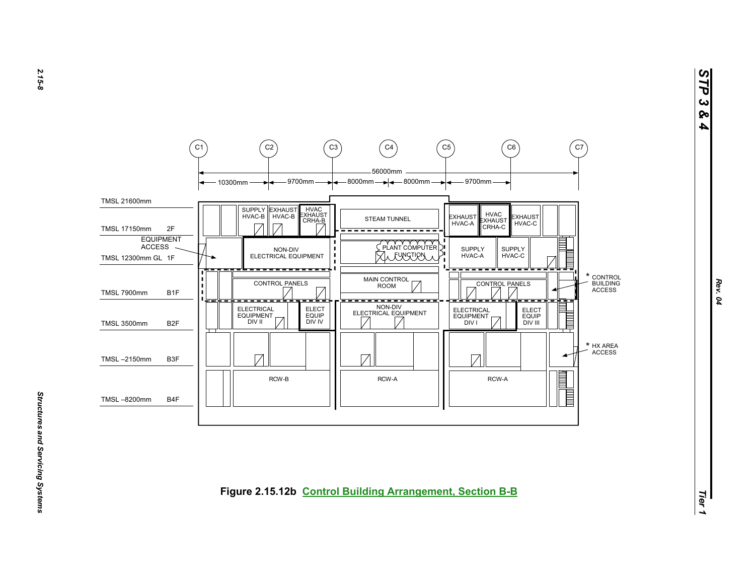C1 C2 C3 C4 C5 C6 C7

56000mm

10300mm 9700mm 8000mm 8000mm 9700mm

TMSL 21600mm

TMSL 17150mm 2F

EQUIPMENT ACCESS

TMSL 12300mm GL 1F

TMSL 7900mm B1F

TMSL 3500mm B2F

TMSL –2150mm B3F

TMSL –8200mm B4F

SUPPLY HVAC-B

EXHAUST HVAC-B

HVAC EXHAUST CRHA-B

STEAM TUNNEL

EXHAUST HVAC-A

HVAC EXHAUST CRHA-C

EXHAUST HVAC-C

NON-DIV ELECTRICAL EQUIPMENT

PLANT COMPUTER FUNCTION

SUPPLY HVAC-A

SUPPLY HVAC-C

CONTROL PANELS

MAIN CONTROL ROOM

CONTROL PANELS

* CONTROL BUILDING ACCESS

ELECTRICAL EQUIPMENT DIV II

ELECT EQUIP DIV IV

NON-DIV ELECTRICAL EQUIPMENT

ELECTRICAL EQUIPMENT DIV I

ELECT EQUIP DIV III

* HX AREA ACCESS

RCW-B

RCW-A

RCW-A

**Figure 2.15.12b Control Building Arrangement, Section B-B**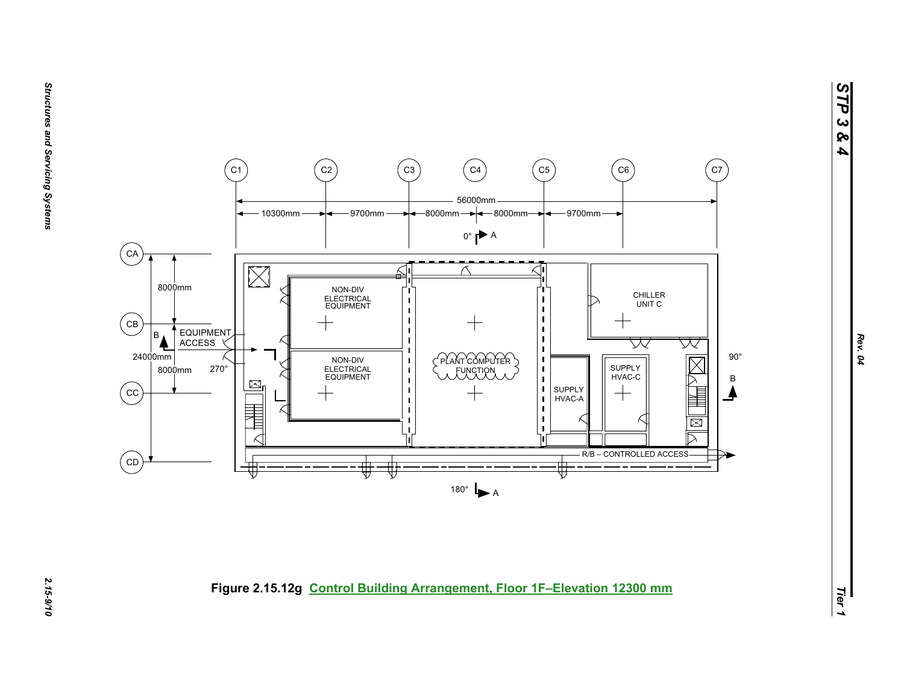C1 C2 C3 C4 C5 C6 C7

56000mm

10300mm 9700mm 8000mm 8000mm 9700mm

0° A

CA

8000mm

CB

B

EQUIPMENT ACCESS

24000mm

8000mm

270°

CC

CD

NON-DIV ELECTRICAL EQUIPMENT

NON-DIV ELECTRICAL EQUIPMENT

PLANT COMPUTER FUNCTION

SUPPLY HVAC-A

SUPPLY HVAC-C

CHILLER UNIT C

90°

B

R/B – CONTROLLED ACCESS

180° A

**Figure 2.15.12g Control Building Arrangement, Floor 1F–Elevation 12300 mm**